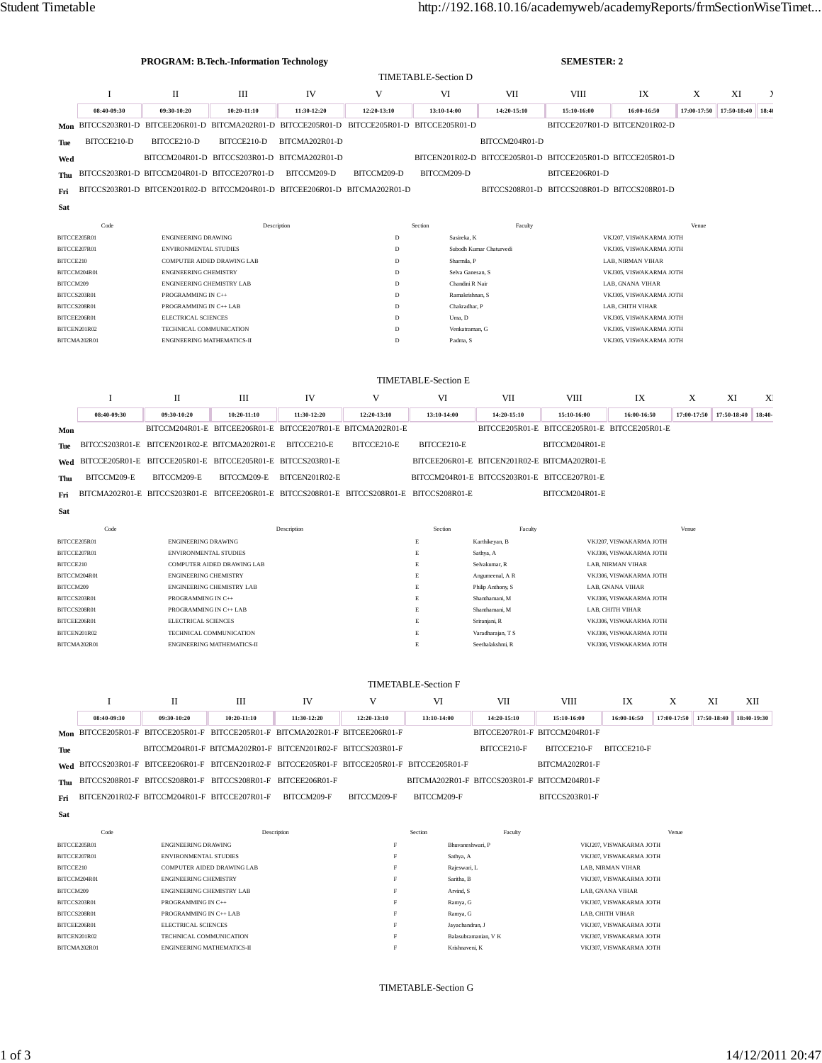**PROGRAM: B.Tech.-Information Technology** **SEMESTER: 2**

## TIMETABLE-Section D

| | I | II | III | IV | V | VI | VII | VIII | IX | X | XI | X |
|---|---|---|---|---|---|---|---|---|---|---|---|---|
| | 08:40-09:30 | 09:30-10:20 | 10:20-11:10 | 11:30-12:20 | 12:20-13:10 | 13:10-14:00 | 14:20-15:10 | 15:10-16:00 | 16:00-16:50 | 17:00-17:50 | 17:50-18:40 | 18:4 |
| **Mon** | BITCCS203R01-D | BITCEE206R01-D | BITCMA202R01-D | BITCCE205R01-D | BITCCE205R01-D | BITCCE205R01-D | | BITCCE207R01-D | BITCEN201R02-D | | | |
| **Tue** | BITCCE210-D | BITCCE210-D | BITCCE210-D | BITCMA202R01-D | | | BITCCM204R01-D | | | | | |
| **Wed** | | BITCCM204R01-D | BITCCS203R01-D | BITCMA202R01-D | | BITCEN201R02-D | BITCCE205R01-D | BITCCE205R01-D | BITCCE205R01-D | | | |
| **Thu** | BITCCS203R01-D | BITCCM204R01-D | BITCCE207R01-D | BITCCM209-D | BITCCM209-D | BITCCM209-D | | BITCEE206R01-D | | | | |
| **Fri** | BITCCS203R01-D | BITCEN201R02-D | BITCCM204R01-D | BITCEE206R01-D | BITCMA202R01-D | | BITCCS208R01-D | BITCCS208R01-D | BITCCS208R01-D | | | |
| **Sat** | | | | | | | | | | | | |

| Code | Description | Section | Faculty | Venue |
|---|---|---|---|---|
| BITCCE205R01 | ENGINEERING DRAWING | D | Sasireka, K | VKJ207, VISWAKARMA JOTH |
| BITCCE207R01 | ENVIRONMENTAL STUDIES | D | Subodh Kumar Chaturvedi | VKJ305, VISWAKARMA JOTH |
| BITCCE210 | COMPUTER AIDED DRAWING LAB | D | Sharmila, P | LAB, NIRMAN VIHAR |
| BITCCM204R01 | ENGINEERING CHEMISTRY | D | Selva Ganesan, S | VKJ305, VISWAKARMA JOTH |
| BITCCM209 | ENGINEERING CHEMISTRY LAB | D | Chandini R Nair | LAB, GNANA VIHAR |
| BITCCS203R01 | PROGRAMMING IN C++ | D | Ramakrishnan, S | VKJ305, VISWAKARMA JOTH |
| BITCCS208R01 | PROGRAMMING IN C++ LAB | D | Chakradhar, P | LAB, CHITH VIHAR |
| BITCEE206R01 | ELECTRICAL SCIENCES | D | Uma, D | VKJ305, VISWAKARMA JOTH |
| BITCEN201R02 | TECHNICAL COMMUNICATION | D | Venkatraman, G | VKJ305, VISWAKARMA JOTH |
| BITCMA202R01 | ENGINEERING MATHEMATICS-II | D | Padma, S | VKJ305, VISWAKARMA JOTH |

## TIMETABLE-Section E

| | I | II | III | IV | V | VI | VII | VIII | IX | X | XI | XI |
|---|---|---|---|---|---|---|---|---|---|---|---|---|
| | 08:40-09:30 | 09:30-10:20 | 10:20-11:10 | 11:30-12:20 | 12:20-13:10 | 13:10-14:00 | 14:20-15:10 | 15:10-16:00 | 16:00-16:50 | 17:00-17:50 | 17:50-18:40 | 18:40- |
| **Mon** | | BITCCM204R01-E | BITCEE206R01-E | BITCCE207R01-E | BITCMA202R01-E | | BITCCE205R01-E | BITCCE205R01-E | BITCCE205R01-E | | | |
| **Tue** | BITCCS203R01-E | BITCEN201R02-E | BITCMA202R01-E | BITCCE210-E | BITCCE210-E | BITCCE210-E | | BITCCM204R01-E | | | | |
| **Wed** | BITCCE205R01-E | BITCCE205R01-E | BITCCE205R01-E | BITCCS203R01-E | | BITCEE206R01-E | BITCEN201R02-E | BITCMA202R01-E | | | | |
| **Thu** | BITCCM209-E | BITCCM209-E | BITCCM209-E | BITCEN201R02-E | | BITCCM204R01-E | BITCCS203R01-E | BITCCE207R01-E | | | | |
| **Fri** | BITCMA202R01-E | BITCCS203R01-E | BITCEE206R01-E | BITCCS208R01-E | BITCCS208R01-E | BITCCS208R01-E | | BITCCM204R01-E | | | | |
| **Sat** | | | | | | | | | | | | |

| Code | Description | Section | Faculty | Venue |
|---|---|---|---|---|
| BITCCE205R01 | ENGINEERING DRAWING | E | Karthikeyan, B | VKJ207, VISWAKARMA JOTH |
| BITCCE207R01 | ENVIRONMENTAL STUDIES | E | Sathya, A | VKJ306, VISWAKARMA JOTH |
| BITCCE210 | COMPUTER AIDED DRAWING LAB | E | Selvakumar, R | LAB, NIRMAN VIHAR |
| BITCCM204R01 | ENGINEERING CHEMISTRY | E | Angumeenal, A R | VKJ306, VISWAKARMA JOTH |
| BITCCM209 | ENGINEERING CHEMISTRY LAB | E | Philip Anthony, S | LAB, GNANA VIHAR |
| BITCCS203R01 | PROGRAMMING IN C++ | E | Shanthamani, M | VKJ306, VISWAKARMA JOTH |
| BITCCS208R01 | PROGRAMMING IN C++ LAB | E | Shanthamani, M | LAB, CHITH VIHAR |
| BITCEE206R01 | ELECTRICAL SCIENCES | E | Sriranjani, R | VKJ306, VISWAKARMA JOTH |
| BITCEN201R02 | TECHNICAL COMMUNICATION | E | Varadharajan, T S | VKJ306, VISWAKARMA JOTH |
| BITCMA202R01 | ENGINEERING MATHEMATICS-II | E | Seethalakshmi, R | VKJ306, VISWAKARMA JOTH |

## TIMETABLE-Section F

| | I | II | III | IV | V | VI | VII | VIII | IX | X | XI | XII |
|---|---|---|---|---|---|---|---|---|---|---|---|---|
| | 08:40-09:30 | 09:30-10:20 | 10:20-11:10 | 11:30-12:20 | 12:20-13:10 | 13:10-14:00 | 14:20-15:10 | 15:10-16:00 | 16:00-16:50 | 17:00-17:50 | 17:50-18:40 | 18:40-19:30 |
| **Mon** | BITCCE205R01-F | BITCCE205R01-F | BITCCE205R01-F | BITCMA202R01-F | BITCEE206R01-F | | BITCCE207R01-F | BITCCM204R01-F | | | | |
| **Tue** | | BITCCM204R01-F | BITCMA202R01-F | BITCEN201R02-F | BITCCS203R01-F | | BITCCE210-F | BITCCE210-F | BITCCE210-F | | | |
| **Wed** | BITCCS203R01-F | BITCEE206R01-F | BITCEN201R02-F | BITCCE205R01-F | BITCCE205R01-F | BITCCE205R01-F | | BITCMA202R01-F | | | | |
| **Thu** | BITCCS208R01-F | BITCCS208R01-F | BITCCS208R01-F | BITCEE206R01-F | | BITCMA202R01-F | BITCCS203R01-F | BITCCM204R01-F | | | | |
| **Fri** | BITCEN201R02-F | BITCCM204R01-F | BITCCE207R01-F | BITCCM209-F | BITCCM209-F | BITCCM209-F | | BITCCS203R01-F | | | | |
| **Sat** | | | | | | | | | | | | |

| Code | Description | Section | Faculty | Venue |
|---|---|---|---|---|
| BITCCE205R01 | ENGINEERING DRAWING | F | Bhuvaneshwari, P | VKJ207, VISWAKARMA JOTH |
| BITCCE207R01 | ENVIRONMENTAL STUDIES | F | Sathya, A | VKJ307, VISWAKARMA JOTH |
| BITCCE210 | COMPUTER AIDED DRAWING LAB | F | Rajeswari, L | LAB, NIRMAN VIHAR |
| BITCCM204R01 | ENGINEERING CHEMISTRY | F | Saritha, B | VKJ307, VISWAKARMA JOTH |
| BITCCM209 | ENGINEERING CHEMISTRY LAB | F | Arvind, S | LAB, GNANA VIHAR |
| BITCCS203R01 | PROGRAMMING IN C++ | F | Ramya, G | VKJ307, VISWAKARMA JOTH |
| BITCCS208R01 | PROGRAMMING IN C++ LAB | F | Ramya, G | LAB, CHITH VIHAR |
| BITCEE206R01 | ELECTRICAL SCIENCES | F | Jayachandran, J | VKJ307, VISWAKARMA JOTH |
| BITCEN201R02 | TECHNICAL COMMUNICATION | F | Balasubramanian, V K | VKJ307, VISWAKARMA JOTH |
| BITCMA202R01 | ENGINEERING MATHEMATICS-II | F | Krishnaveni, K | VKJ307, VISWAKARMA JOTH |

## TIMETABLE-Section G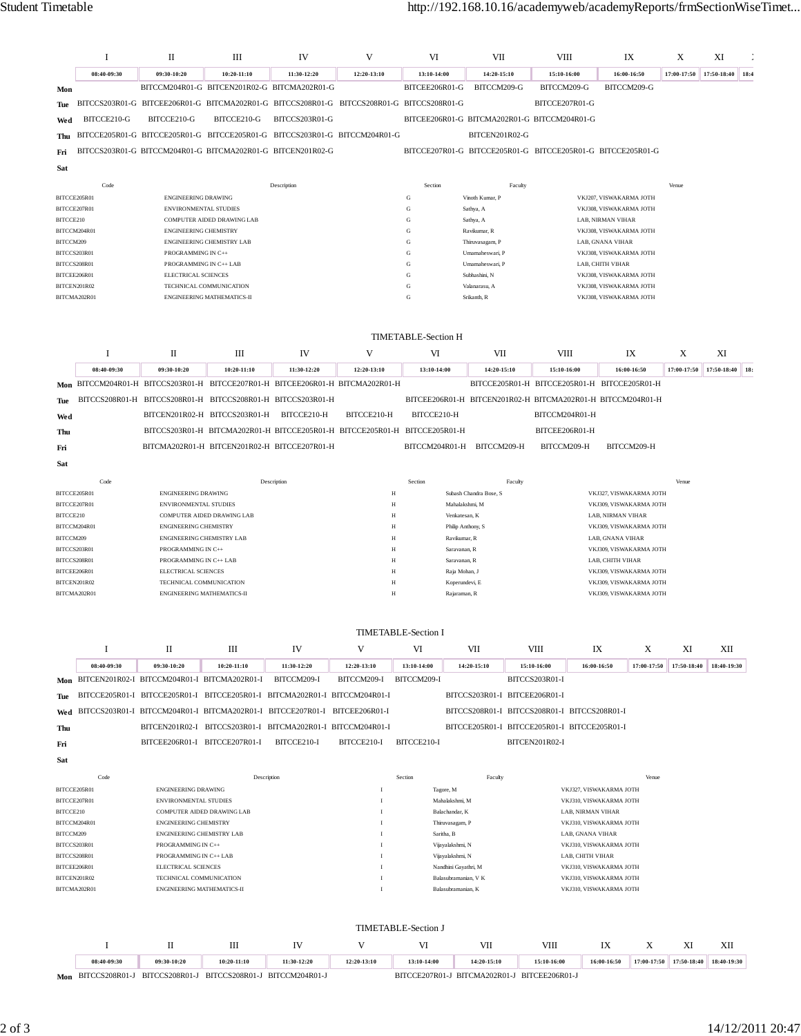| | I | II | III | IV | V | VI | VII | VIII | IX | X | XI | XII |
|---|---|---|---|---|---|---|---|---|---|---|---|---|
| | 08:40-09:30 | 09:30-10:20 | 10:20-11:10 | 11:30-12:20 | 12:20-13:10 | 13:10-14:00 | 14:20-15:10 | 15:10-16:00 | 16:00-16:50 | 17:00-17:50 | 17:50-18:40 | 18:4 |
| Mon | | BITCCM204R01-G | BITCEN201R02-G | BITCMA202R01-G | | BITCCE206R01-G | BITCCM209-G | BITCCM209-G | BITCCM209-G | | | |
| Tue | BITCCS203R01-G | BITCEE206R01-G | BITCMA202R01-G | BITCCS208R01-G | BITCCS208R01-G | BITCCS208R01-G | | BITCCE207R01-G | | | | |
| Wed | BITCCE210-G | BITCCE210-G | BITCCE210-G | BITCCS203R01-G | | BITCEE206R01-G | BITCMA202R01-G | BITCCM204R01-G | | | | |
| Thu | BITCCE205R01-G | BITCCE205R01-G | BITCCE205R01-G | BITCCS203R01-G | BITCCM204R01-G | | BITCEN201R02-G | | | | | |
| Fri | BITCCS203R01-G | BITCCM204R01-G | BITCMA202R01-G | BITCEN201R02-G | | BITCCE207R01-G | BITCCE205R01-G | BITCCE205R01-G | BITCCE205R01-G | | | |
| Sat | | | | | | | | | | | | |

| Code | Description | Section | Faculty | Venue |
|---|---|---|---|---|
| BITCCE205R01 | ENGINEERING DRAWING | G | Vinoth Kumar, P | VKJ207, VISWAKARMA JOTH |
| BITCCE207R01 | ENVIRONMENTAL STUDIES | G | Sathya, A | VKJ308, VISWAKARMA JOTH |
| BITCCE210 | COMPUTER AIDED DRAWING LAB | G | Sathya, A | LAB, NIRMAN VIHAR |
| BITCCM204R01 | ENGINEERING CHEMISTRY | G | Ravikumar, R | VKJ308, VISWAKARMA JOTH |
| BITCCM209 | ENGINEERING CHEMISTRY LAB | G | Thiruvasagam, P | LAB, GNANA VIHAR |
| BITCCS203R01 | PROGRAMMING IN C++ | G | Umamaheswari, P | VKJ308, VISWAKARMA JOTH |
| BITCCS208R01 | PROGRAMMING IN C++ LAB | G | Umamaheswari, P | LAB, CHITH VIHAR |
| BITCEE206R01 | ELECTRICAL SCIENCES | G | Subhashini, N | VKJ308, VISWAKARMA JOTH |
| BITCEN201R02 | TECHNICAL COMMUNICATION | G | Valanarasu, A | VKJ308, VISWAKARMA JOTH |
| BITCMA202R01 | ENGINEERING MATHEMATICS-II | G | Srikanth, R | VKJ308, VISWAKARMA JOTH |

## TIMETABLE-Section H

| | I | II | III | IV | V | VI | VII | VIII | IX | X | XI | XII |
|---|---|---|---|---|---|---|---|---|---|---|---|---|
| | 08:40-09:30 | 09:30-10:20 | 10:20-11:10 | 11:30-12:20 | 12:20-13:10 | 13:10-14:00 | 14:20-15:10 | 15:10-16:00 | 16:00-16:50 | 17:00-17:50 | 17:50-18:40 | 18: |
| Mon | BITCCM204R01-H | BITCCS203R01-H | BITCCE207R01-H | BITCEE206R01-H | BITCMA202R01-H | | BITCCE205R01-H | BITCCE205R01-H | BITCCE205R01-H | | | |
| Tue | BITCCS208R01-H | BITCCS208R01-H | BITCCS208R01-H | BITCCS203R01-H | | BITCEE206R01-H | BITCEN201R02-H | BITCMA202R01-H | BITCCM204R01-H | | | |
| Wed | | BITCEN201R02-H | BITCCS203R01-H | BITCCE210-H | BITCCE210-H | BITCCE210-H | | BITCCM204R01-H | | | | |
| Thu | | BITCCS203R01-H | BITCMA202R01-H | BITCCE205R01-H | BITCCE205R01-H | BITCCE205R01-H | | BITCEE206R01-H | | | | |
| Fri | | BITCMA202R01-H | BITCEN201R02-H | BITCCE207R01-H | | BITCCM204R01-H | BITCCM209-H | BITCCM209-H | BITCCM209-H | | | |
| Sat | | | | | | | | | | | | |

| Code | Description | Section | Faculty | Venue |
|---|---|---|---|---|
| BITCCE205R01 | ENGINEERING DRAWING | H | Subash Chandra Bose, S | VKJ327, VISWAKARMA JOTH |
| BITCCE207R01 | ENVIRONMENTAL STUDIES | H | Mahalakshmi, M | VKJ309, VISWAKARMA JOTH |
| BITCCE210 | COMPUTER AIDED DRAWING LAB | H | Venkatesan, K | LAB, NIRMAN VIHAR |
| BITCCM204R01 | ENGINEERING CHEMISTRY | H | Philip Anthony, S | VKJ309, VISWAKARMA JOTH |
| BITCCM209 | ENGINEERING CHEMISTRY LAB | H | Ravikumar, R | LAB, GNANA VIHAR |
| BITCCS203R01 | PROGRAMMING IN C++ | H | Saravanan, R | VKJ309, VISWAKARMA JOTH |
| BITCCS208R01 | PROGRAMMING IN C++ LAB | H | Saravanan, R | LAB, CHITH VIHAR |
| BITCEE206R01 | ELECTRICAL SCIENCES | H | Raja Mohan, J | VKJ309, VISWAKARMA JOTH |
| BITCEN201R02 | TECHNICAL COMMUNICATION | H | Koperundevi, E | VKJ309, VISWAKARMA JOTH |
| BITCMA202R01 | ENGINEERING MATHEMATICS-II | H | Rajaraman, R | VKJ309, VISWAKARMA JOTH |

## TIMETABLE-Section I

| | I | II | III | IV | V | VI | VII | VIII | IX | X | XI | XII |
|---|---|---|---|---|---|---|---|---|---|---|---|---|
| | 08:40-09:30 | 09:30-10:20 | 10:20-11:10 | 11:30-12:20 | 12:20-13:10 | 13:10-14:00 | 14:20-15:10 | 15:10-16:00 | 16:00-16:50 | 17:00-17:50 | 17:50-18:40 | 18:40-19:30 |
| Mon | BITCEN201R02-I | BITCCM204R01-I | BITCMA202R01-I | BITCCM209-I | BITCCM209-I | BITCCM209-I | | BITCCS203R01-I | | | | |
| Tue | BITCCE205R01-I | BITCCE205R01-I | BITCCE205R01-I | BITCMA202R01-I | BITCCM204R01-I | | BITCCS203R01-I | BITCEE206R01-I | | | | |
| Wed | BITCCS203R01-I | BITCCM204R01-I | BITCMA202R01-I | BITCCE207R01-I | BITCEE206R01-I | | BITCCS208R01-I | BITCCS208R01-I | BITCCS208R01-I | | | |
| Thu | | BITCEN201R02-I | BITCCS203R01-I | BITCMA202R01-I | BITCCM204R01-I | | BITCCE205R01-I | BITCCE205R01-I | BITCCE205R01-I | | | |
| Fri | | BITCEE206R01-I | BITCCE207R01-I | BITCCE210-I | BITCCE210-I | BITCCE210-I | | BITCEN201R02-I | | | | |
| Sat | | | | | | | | | | | | |

| Code | Description | Section | Faculty | Venue |
|---|---|---|---|---|
| BITCCE205R01 | ENGINEERING DRAWING | I | Tagore, M | VKJ327, VISWAKARMA JOTH |
| BITCCE207R01 | ENVIRONMENTAL STUDIES | I | Mahalakshmi, M | VKJ310, VISWAKARMA JOTH |
| BITCCE210 | COMPUTER AIDED DRAWING LAB | I | Balachandar, K | LAB, NIRMAN VIHAR |
| BITCCM204R01 | ENGINEERING CHEMISTRY | I | Thiruvasagam, P | VKJ310, VISWAKARMA JOTH |
| BITCCM209 | ENGINEERING CHEMISTRY LAB | I | Saritha, B | LAB, GNANA VIHAR |
| BITCCS203R01 | PROGRAMMING IN C++ | I | Vijayalakshmi, N | VKJ310, VISWAKARMA JOTH |
| BITCCS208R01 | PROGRAMMING IN C++ LAB | I | Vijayalakshmi, N | LAB, CHITH VIHAR |
| BITCEE206R01 | ELECTRICAL SCIENCES | I | Nandhini Gayathri, M | VKJ310, VISWAKARMA JOTH |
| BITCEN201R02 | TECHNICAL COMMUNICATION | I | Balasubramanian, V K | VKJ310, VISWAKARMA JOTH |
| BITCMA202R01 | ENGINEERING MATHEMATICS-II | I | Balasubramanian, K | VKJ310, VISWAKARMA JOTH |

## TIMETABLE-Section J

| | I | II | III | IV | V | VI | VII | VIII | IX | X | XI | XII |
|---|---|---|---|---|---|---|---|---|---|---|---|---|
| | 08:40-09:30 | 09:30-10:20 | 10:20-11:10 | 11:30-12:20 | 12:20-13:10 | 13:10-14:00 | 14:20-15:10 | 15:10-16:00 | 16:00-16:50 | 17:00-17:50 | 17:50-18:40 | 18:40-19:30 |
| Mon | BITCCS208R01-J | BITCCS208R01-J | BITCCS208R01-J | BITCCM204R01-J | | BITCCE207R01-J | BITCMA202R01-J | BITCEE206R01-J | | | | |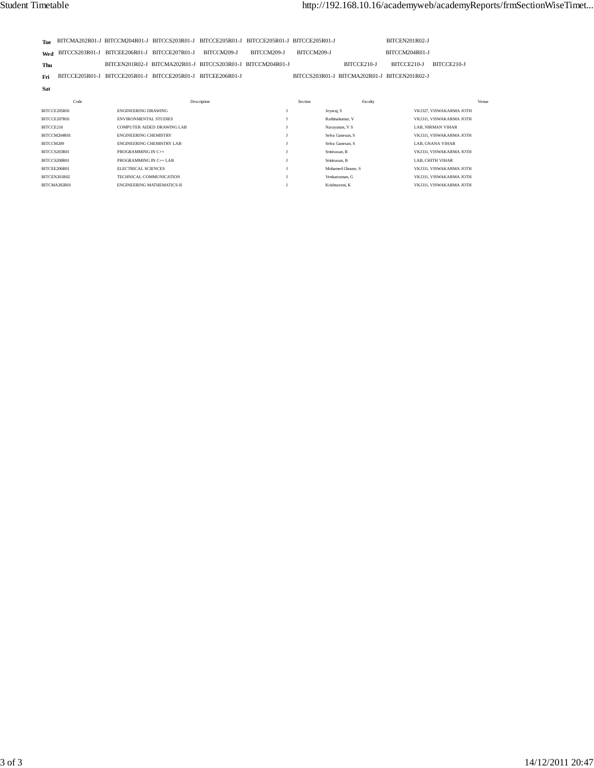| | | | | | | | | | |
|---|---|---|---|---|---|---|---|---|---|
| **Tue** | BITCMA202R01-J | BITCCM204R01-J | BITCCS203R01-J | BITCCE205R01-J | BITCCE205R01-J | BITCCE205R01-J | | BITCEN201R02-J | |
| **Wed** | BITCCS203R01-J | BITCEE206R01-J | BITCCE207R01-J | BITCCM209-J | BITCCM209-J | BITCCM209-J | | BITCCM204R01-J | |
| **Thu** | | BITCEN201R02-J | BITCMA202R01-J | BITCCS203R01-J | BITCCM204R01-J | | BITCCE210-J | BITCCE210-J | BITCCE210-J |
| **Fri** | BITCCE205R01-J | BITCCE205R01-J | BITCCE205R01-J | BITCEE206R01-J | | BITCCS203R01-J | BITCMA202R01-J | BITCEN201R02-J | |
| **Sat** | | | | | | | | | |

| Code | Description | Section | Faculty | Venue |
|---|---|---|---|---|
| BITCCE205R01 | ENGINEERING DRAWING | J | Jeyaraj, S | VKJ327, VISWAKARMA JOTH |
| BITCCE207R01 | ENVIRONMENTAL STUDIES | J | Rathinakumar, V | VKJ311, VISWAKARMA JOTH |
| BITCCE210 | COMPUTER AIDED DRAWING LAB | J | Narayanan, V S | LAB, NIRMAN VIHAR |
| BITCCM204R01 | ENGINEERING CHEMISTRY | J | Selva Ganesan, S | VKJ311, VISWAKARMA JOTH |
| BITCCM209 | ENGINEERING CHEMISTRY LAB | J | Selva Ganesan, S | LAB, GNANA VIHAR |
| BITCCS203R01 | PROGRAMMING IN C++ | J | Srinivasan, B | VKJ311, VISWAKARMA JOTH |
| BITCCS208R01 | PROGRAMMING IN C++ LAB | J | Srinivasan, B | LAB, CHITH VIHAR |
| BITCEE206R01 | ELECTRICAL SCIENCES | J | Mohamed Ghouse, S | VKJ311, VISWAKARMA JOTH |
| BITCEN201R02 | TECHNICAL COMMUNICATION | J | Venkatraman, G | VKJ311, VISWAKARMA JOTH |
| BITCMA202R01 | ENGINEERING MATHEMATICS-II | J | Krishnaveni, K | VKJ311, VISWAKARMA JOTH |